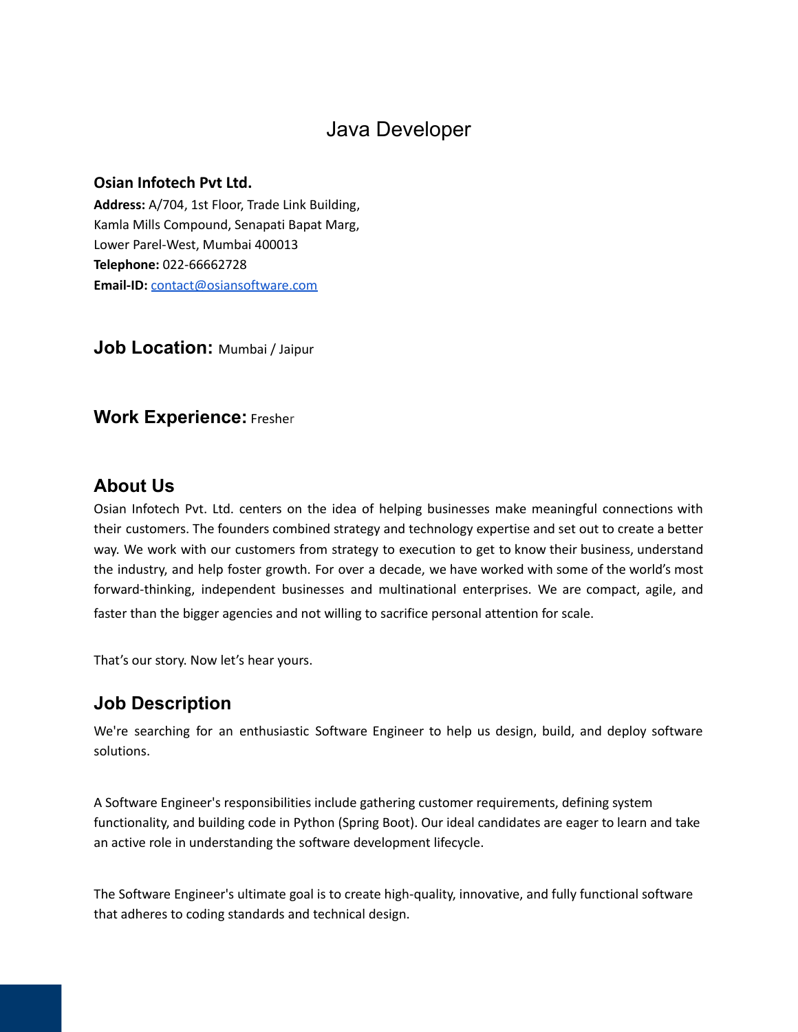# Java Developer

**Osian Infotech Pvt Ltd.**
**Address:** A/704, 1st Floor, Trade Link Building,
Kamla Mills Compound, Senapati Bapat Marg,
Lower Parel-West, Mumbai 400013
**Telephone:** 022-66662728
**Email-ID:** contact@osiansoftware.com

## Job Location: Mumbai / Jaipur

## Work Experience: Fresher

## About Us

Osian Infotech Pvt. Ltd. centers on the idea of helping businesses make meaningful connections with their customers. The founders combined strategy and technology expertise and set out to create a better way. We work with our customers from strategy to execution to get to know their business, understand the industry, and help foster growth. For over a decade, we have worked with some of the world's most forward-thinking, independent businesses and multinational enterprises. We are compact, agile, and faster than the bigger agencies and not willing to sacrifice personal attention for scale.

That's our story. Now let's hear yours.

## Job Description

We're searching for an enthusiastic Software Engineer to help us design, build, and deploy software solutions.

A Software Engineer's responsibilities include gathering customer requirements, defining system functionality, and building code in Python (Spring Boot). Our ideal candidates are eager to learn and take an active role in understanding the software development lifecycle.

The Software Engineer's ultimate goal is to create high-quality, innovative, and fully functional software that adheres to coding standards and technical design.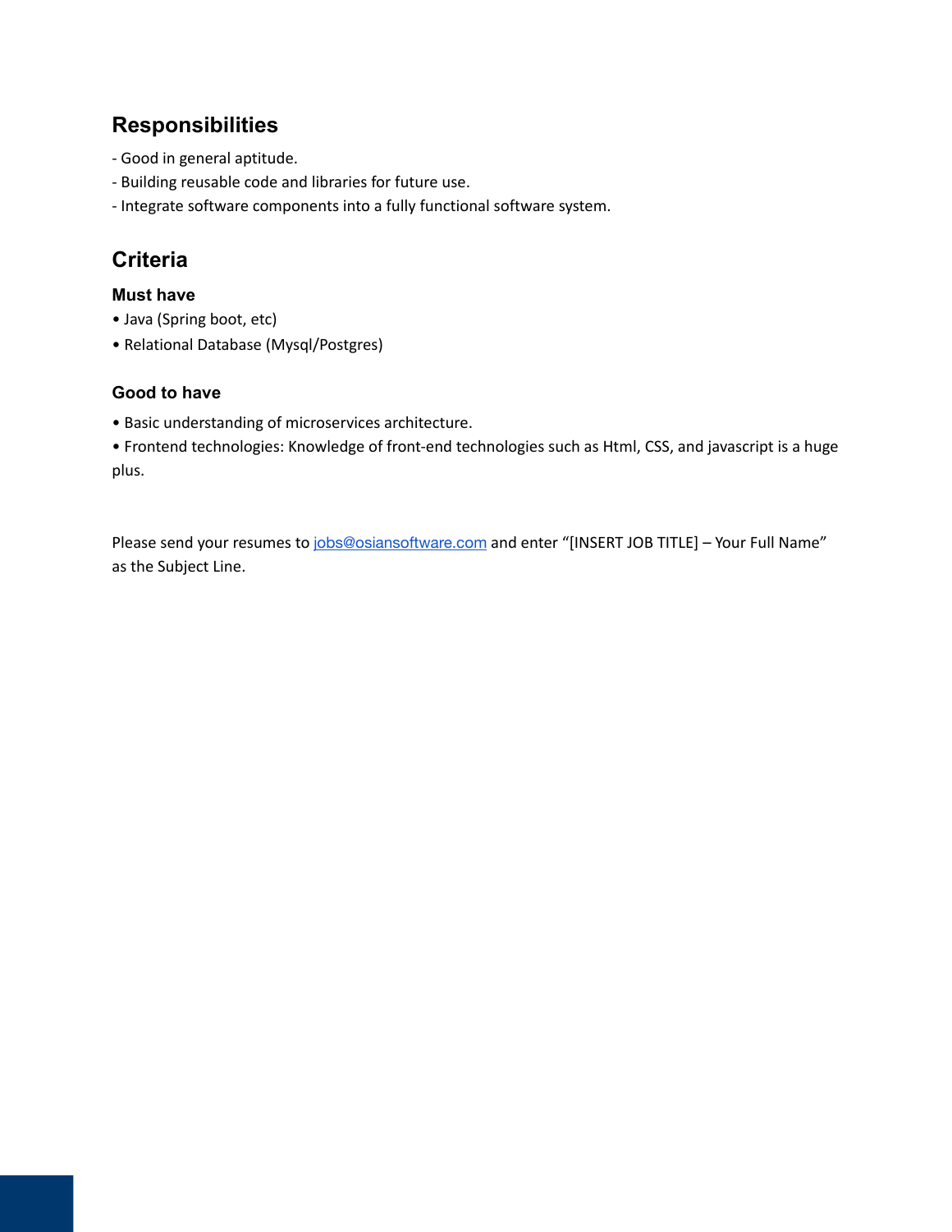## Responsibilities

- Good in general aptitude.
- Building reusable code and libraries for future use.
- Integrate software components into a fully functional software system.

## Criteria

### Must have

• Java (Spring boot, etc)

• Relational Database (Mysql/Postgres)

### Good to have

• Basic understanding of microservices architecture.

• Frontend technologies: Knowledge of front-end technologies such as Html, CSS, and javascript is a huge plus.

Please send your resumes to jobs@osiansoftware.com and enter "[INSERT JOB TITLE] – Your Full Name" as the Subject Line.